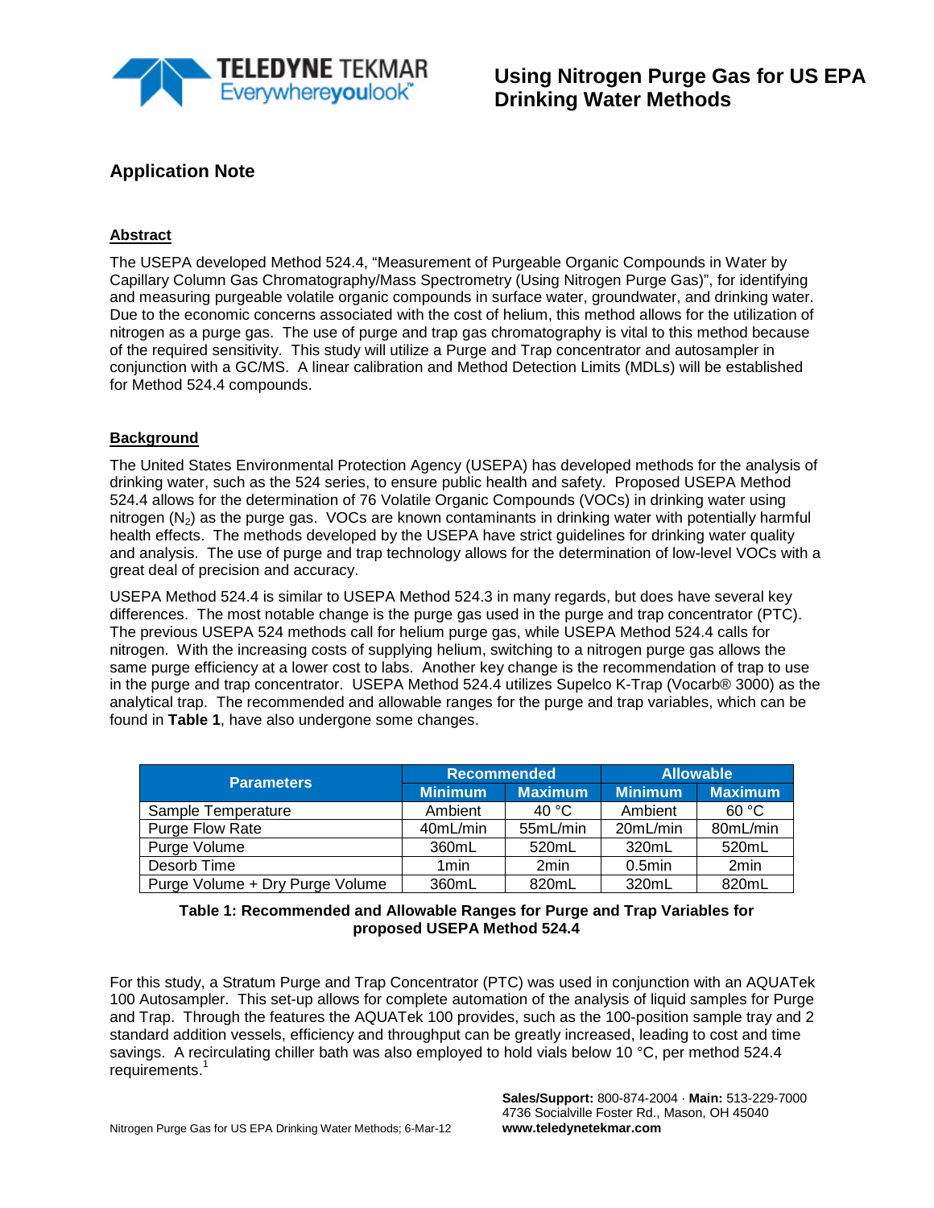# Using Nitrogen Purge Gas for US EPA Drinking Water Methods

## Application Note

### Abstract

The USEPA developed Method 524.4, "Measurement of Purgeable Organic Compounds in Water by Capillary Column Gas Chromatography/Mass Spectrometry (Using Nitrogen Purge Gas)", for identifying and measuring purgeable volatile organic compounds in surface water, groundwater, and drinking water. Due to the economic concerns associated with the cost of helium, this method allows for the utilization of nitrogen as a purge gas. The use of purge and trap gas chromatography is vital to this method because of the required sensitivity. This study will utilize a Purge and Trap concentrator and autosampler in conjunction with a GC/MS. A linear calibration and Method Detection Limits (MDLs) will be established for Method 524.4 compounds.

### Background

The United States Environmental Protection Agency (USEPA) has developed methods for the analysis of drinking water, such as the 524 series, to ensure public health and safety. Proposed USEPA Method 524.4 allows for the determination of 76 Volatile Organic Compounds (VOCs) in drinking water using nitrogen ($N_2$) as the purge gas. VOCs are known contaminants in drinking water with potentially harmful health effects. The methods developed by the USEPA have strict guidelines for drinking water quality and analysis. The use of purge and trap technology allows for the determination of low-level VOCs with a great deal of precision and accuracy.

USEPA Method 524.4 is similar to USEPA Method 524.3 in many regards, but does have several key differences. The most notable change is the purge gas used in the purge and trap concentrator (PTC). The previous USEPA 524 methods call for helium purge gas, while USEPA Method 524.4 calls for nitrogen. With the increasing costs of supplying helium, switching to a nitrogen purge gas allows the same purge efficiency at a lower cost to labs. Another key change is the recommendation of trap to use in the purge and trap concentrator. USEPA Method 524.4 utilizes Supelco K-Trap (Vocarb® 3000) as the analytical trap. The recommended and allowable ranges for the purge and trap variables, which can be found in **Table 1**, have also undergone some changes.

| Parameters | Recommended | | Allowable | |
|---|---|---|---|---|
| | Minimum | Maximum | Minimum | Maximum |
| Sample Temperature | Ambient | 40 °C | Ambient | 60 °C |
| Purge Flow Rate | 40mL/min | 55mL/min | 20mL/min | 80mL/min |
| Purge Volume | 360mL | 520mL | 320mL | 520mL |
| Desorb Time | 1min | 2min | 0.5min | 2min |
| Purge Volume + Dry Purge Volume | 360mL | 820mL | 320mL | 820mL |

**Table 1: Recommended and Allowable Ranges for Purge and Trap Variables for proposed USEPA Method 524.4**

For this study, a Stratum Purge and Trap Concentrator (PTC) was used in conjunction with an AQUATek 100 Autosampler. This set-up allows for complete automation of the analysis of liquid samples for Purge and Trap. Through the features the AQUATek 100 provides, such as the 100-position sample tray and 2 standard addition vessels, efficiency and throughput can be greatly increased, leading to cost and time savings. A recirculating chiller bath was also employed to hold vials below 10 °C, per method 524.4 requirements.[1]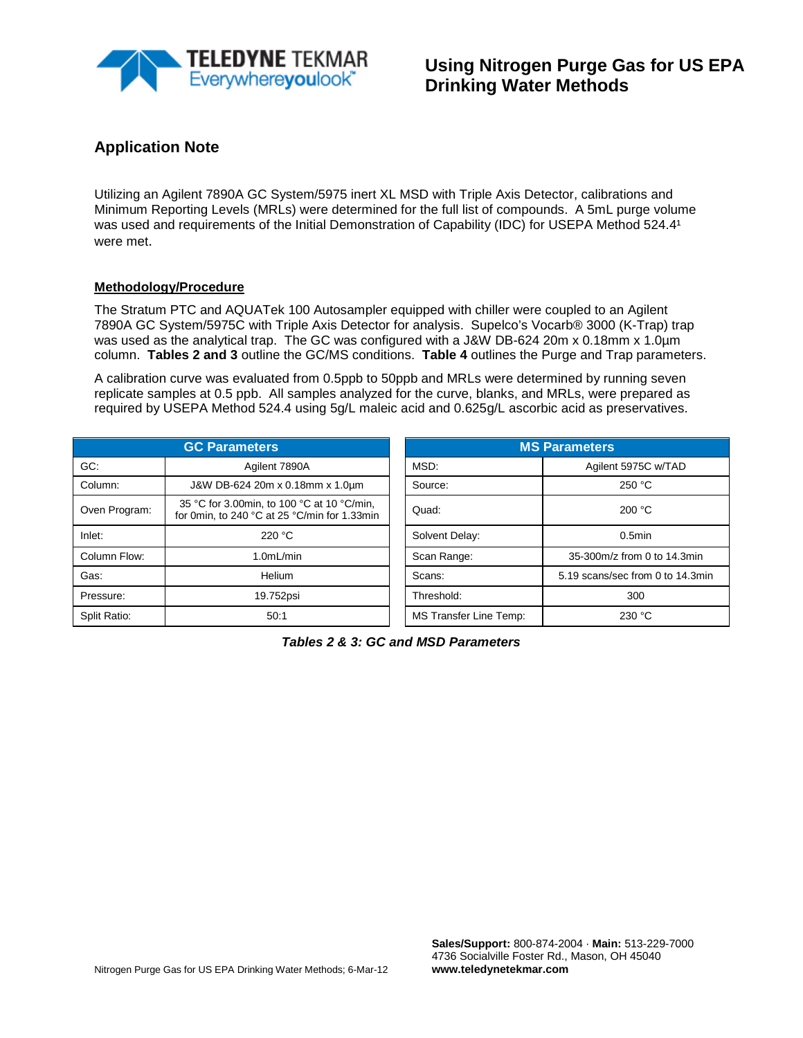# Using Nitrogen Purge Gas for US EPA Drinking Water Methods

## Application Note

Utilizing an Agilent 7890A GC System/5975 inert XL MSD with Triple Axis Detector, calibrations and Minimum Reporting Levels (MRLs) were determined for the full list of compounds. A 5mL purge volume was used and requirements of the Initial Demonstration of Capability (IDC) for USEPA Method 524.4[1] were met.

### Methodology/Procedure

The Stratum PTC and AQUATek 100 Autosampler equipped with chiller were coupled to an Agilent 7890A GC System/5975C with Triple Axis Detector for analysis. Supelco's Vocarb® 3000 (K-Trap) trap was used as the analytical trap. The GC was configured with a J&W DB-624 20m x 0.18mm x 1.0µm column. **Tables 2 and 3** outline the GC/MS conditions. **Table 4** outlines the Purge and Trap parameters.

A calibration curve was evaluated from 0.5ppb to 50ppb and MRLs were determined by running seven replicate samples at 0.5 ppb. All samples analyzed for the curve, blanks, and MRLs, were prepared as required by USEPA Method 524.4 using 5g/L maleic acid and 0.625g/L ascorbic acid as preservatives.

| GC Parameters | |
|---|---|
| GC: | Agilent 7890A |
| Column: | J&W DB-624 20m x 0.18mm x 1.0µm |
| Oven Program: | 35 °C for 3.00min, to 100 °C at 10 °C/min, for 0min, to 240 °C at 25 °C/min for 1.33min |
| Inlet: | 220 °C |
| Column Flow: | 1.0mL/min |
| Gas: | Helium |
| Pressure: | 19.752psi |
| Split Ratio: | 50:1 |

| MS Parameters | |
|---|---|
| MSD: | Agilent 5975C w/TAD |
| Source: | 250 °C |
| Quad: | 200 °C |
| Solvent Delay: | 0.5min |
| Scan Range: | 35-300m/z from 0 to 14.3min |
| Scans: | 5.19 scans/sec from 0 to 14.3min |
| Threshold: | 300 |
| MS Transfer Line Temp: | 230 °C |

***Tables 2 & 3: GC and MSD Parameters***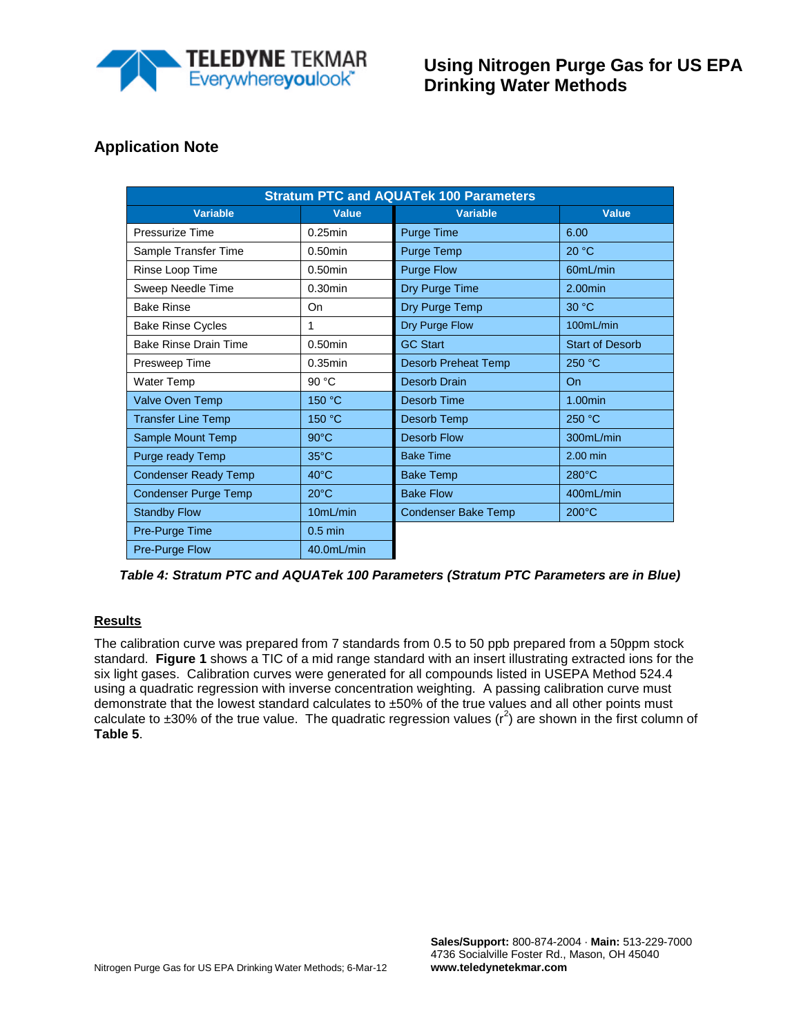## Application Note

| Stratum PTC and AQUATek 100 Parameters | | | |
|---|---|---|---|
| **Variable** | **Value** | **Variable** | **Value** |
| Pressurize Time | 0.25min | Purge Time | 6.00 |
| Sample Transfer Time | 0.50min | Purge Temp | 20 °C |
| Rinse Loop Time | 0.50min | Purge Flow | 60mL/min |
| Sweep Needle Time | 0.30min | Dry Purge Time | 2.00min |
| Bake Rinse | On | Dry Purge Temp | 30 °C |
| Bake Rinse Cycles | 1 | Dry Purge Flow | 100mL/min |
| Bake Rinse Drain Time | 0.50min | GC Start | Start of Desorb |
| Presweep Time | 0.35min | Desorb Preheat Temp | 250 °C |
| Water Temp | 90 °C | Desorb Drain | On |
| Valve Oven Temp | 150 °C | Desorb Time | 1.00min |
| Transfer Line Temp | 150 °C | Desorb Temp | 250 °C |
| Sample Mount Temp | 90°C | Desorb Flow | 300mL/min |
| Purge ready Temp | 35°C | Bake Time | 2.00 min |
| Condenser Ready Temp | 40°C | Bake Temp | 280°C |
| Condenser Purge Temp | 20°C | Bake Flow | 400mL/min |
| Standby Flow | 10mL/min | Condenser Bake Temp | 200°C |
| Pre-Purge Time | 0.5 min | | |
| Pre-Purge Flow | 40.0mL/min | | |

***Table 4: Stratum PTC and AQUATek 100 Parameters (Stratum PTC Parameters are in Blue)***

### Results

The calibration curve was prepared from 7 standards from 0.5 to 50 ppb prepared from a 50ppm stock standard. **Figure 1** shows a TIC of a mid range standard with an insert illustrating extracted ions for the six light gases. Calibration curves were generated for all compounds listed in USEPA Method 524.4 using a quadratic regression with inverse concentration weighting. A passing calibration curve must demonstrate that the lowest standard calculates to ±50% of the true values and all other points must calculate to ±30% of the true value. The quadratic regression values ($r^2$) are shown in the first column of **Table 5**.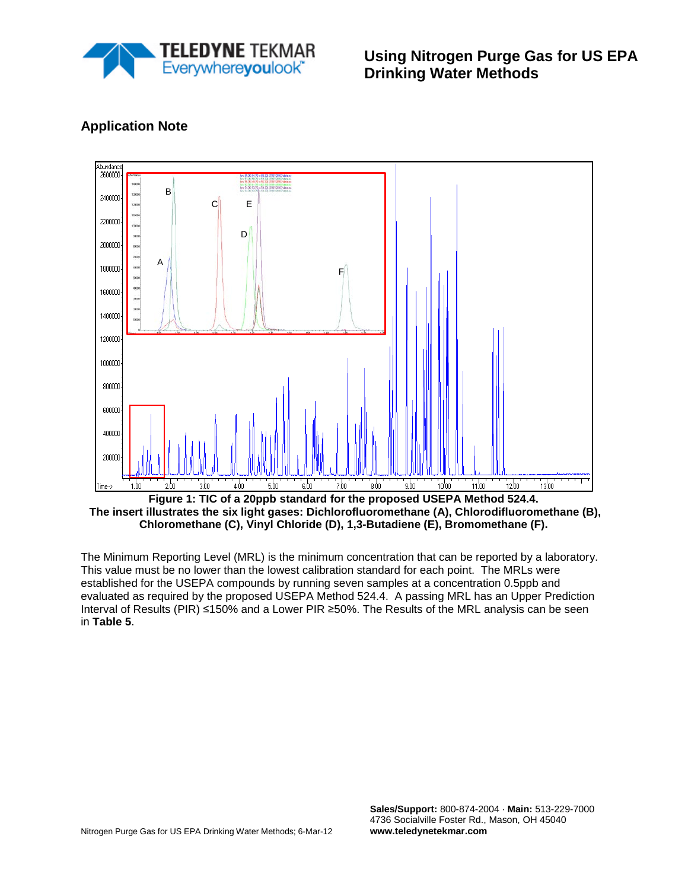## Application Note

**Figure 1: TIC of a 20ppb standard for the proposed USEPA Method 524.4. The insert illustrates the six light gases: Dichlorofluoromethane (A), Chlorodifluoromethane (B), Chloromethane (C), Vinyl Chloride (D), 1,3-Butadiene (E), Bromomethane (F).**

The Minimum Reporting Level (MRL) is the minimum concentration that can be reported by a laboratory. This value must be no lower than the lowest calibration standard for each point. The MRLs were established for the USEPA compounds by running seven samples at a concentration 0.5ppb and evaluated as required by the proposed USEPA Method 524.4. A passing MRL has an Upper Prediction Interval of Results (PIR) ≤150% and a Lower PIR ≥50%. The Results of the MRL analysis can be seen in **Table 5**.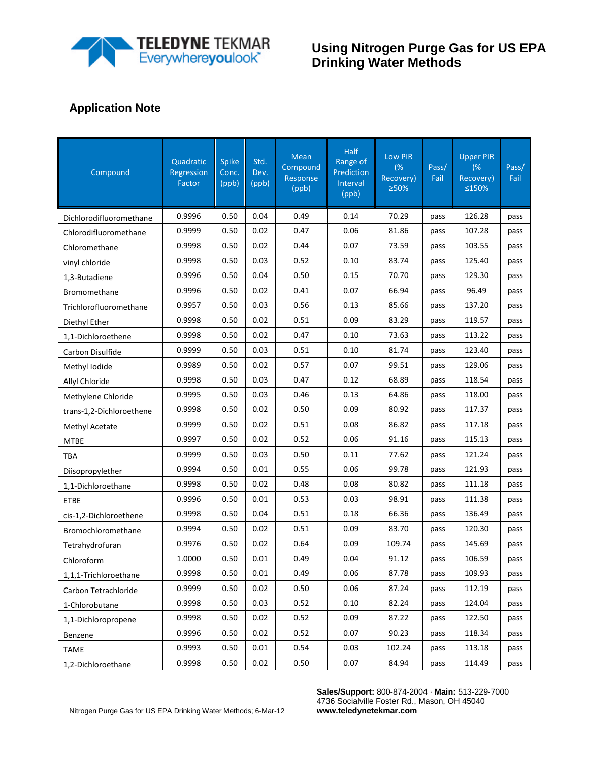## Application Note

| Compound | Quadratic Regression Factor | Spike Conc. (ppb) | Std. Dev. (ppb) | Mean Compound Response (ppb) | Half Range of Prediction Interval (ppb) | Low PIR (% Recovery) ≥50% | Pass/ Fail | Upper PIR (% Recovery) ≤150% | Pass/ Fail |
|---|---|---|---|---|---|---|---|---|---|
| Dichlorodifluoromethane | 0.9996 | 0.50 | 0.04 | 0.49 | 0.14 | 70.29 | pass | 126.28 | pass |
| Chlorodifluoromethane | 0.9999 | 0.50 | 0.02 | 0.47 | 0.06 | 81.86 | pass | 107.28 | pass |
| Chloromethane | 0.9998 | 0.50 | 0.02 | 0.44 | 0.07 | 73.59 | pass | 103.55 | pass |
| vinyl chloride | 0.9998 | 0.50 | 0.03 | 0.52 | 0.10 | 83.74 | pass | 125.40 | pass |
| 1,3-Butadiene | 0.9996 | 0.50 | 0.04 | 0.50 | 0.15 | 70.70 | pass | 129.30 | pass |
| Bromomethane | 0.9996 | 0.50 | 0.02 | 0.41 | 0.07 | 66.94 | pass | 96.49 | pass |
| Trichlorofluoromethane | 0.9957 | 0.50 | 0.03 | 0.56 | 0.13 | 85.66 | pass | 137.20 | pass |
| Diethyl Ether | 0.9998 | 0.50 | 0.02 | 0.51 | 0.09 | 83.29 | pass | 119.57 | pass |
| 1,1-Dichloroethene | 0.9998 | 0.50 | 0.02 | 0.47 | 0.10 | 73.63 | pass | 113.22 | pass |
| Carbon Disulfide | 0.9999 | 0.50 | 0.03 | 0.51 | 0.10 | 81.74 | pass | 123.40 | pass |
| Methyl Iodide | 0.9989 | 0.50 | 0.02 | 0.57 | 0.07 | 99.51 | pass | 129.06 | pass |
| Allyl Chloride | 0.9998 | 0.50 | 0.03 | 0.47 | 0.12 | 68.89 | pass | 118.54 | pass |
| Methylene Chloride | 0.9995 | 0.50 | 0.03 | 0.46 | 0.13 | 64.86 | pass | 118.00 | pass |
| trans-1,2-Dichloroethene | 0.9998 | 0.50 | 0.02 | 0.50 | 0.09 | 80.92 | pass | 117.37 | pass |
| Methyl Acetate | 0.9999 | 0.50 | 0.02 | 0.51 | 0.08 | 86.82 | pass | 117.18 | pass |
| MTBE | 0.9997 | 0.50 | 0.02 | 0.52 | 0.06 | 91.16 | pass | 115.13 | pass |
| TBA | 0.9999 | 0.50 | 0.03 | 0.50 | 0.11 | 77.62 | pass | 121.24 | pass |
| Diisopropylether | 0.9994 | 0.50 | 0.01 | 0.55 | 0.06 | 99.78 | pass | 121.93 | pass |
| 1,1-Dichloroethane | 0.9998 | 0.50 | 0.02 | 0.48 | 0.08 | 80.82 | pass | 111.18 | pass |
| ETBE | 0.9996 | 0.50 | 0.01 | 0.53 | 0.03 | 98.91 | pass | 111.38 | pass |
| cis-1,2-Dichloroethene | 0.9998 | 0.50 | 0.04 | 0.51 | 0.18 | 66.36 | pass | 136.49 | pass |
| Bromochloromethane | 0.9994 | 0.50 | 0.02 | 0.51 | 0.09 | 83.70 | pass | 120.30 | pass |
| Tetrahydrofuran | 0.9976 | 0.50 | 0.02 | 0.64 | 0.09 | 109.74 | pass | 145.69 | pass |
| Chloroform | 1.0000 | 0.50 | 0.01 | 0.49 | 0.04 | 91.12 | pass | 106.59 | pass |
| 1,1,1-Trichloroethane | 0.9998 | 0.50 | 0.01 | 0.49 | 0.06 | 87.78 | pass | 109.93 | pass |
| Carbon Tetrachloride | 0.9999 | 0.50 | 0.02 | 0.50 | 0.06 | 87.24 | pass | 112.19 | pass |
| 1-Chlorobutane | 0.9998 | 0.50 | 0.03 | 0.52 | 0.10 | 82.24 | pass | 124.04 | pass |
| 1,1-Dichloropropene | 0.9998 | 0.50 | 0.02 | 0.52 | 0.09 | 87.22 | pass | 122.50 | pass |
| Benzene | 0.9996 | 0.50 | 0.02 | 0.52 | 0.07 | 90.23 | pass | 118.34 | pass |
| TAME | 0.9993 | 0.50 | 0.01 | 0.54 | 0.03 | 102.24 | pass | 113.18 | pass |
| 1,2-Dichloroethane | 0.9998 | 0.50 | 0.02 | 0.50 | 0.07 | 84.94 | pass | 114.49 | pass |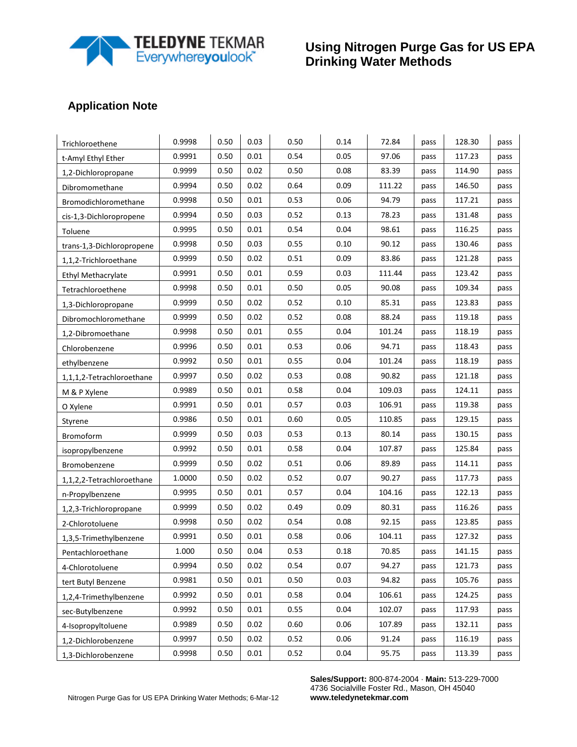## Application Note

| | | | | | | | | | |
|---|---|---|---|---|---|---|---|---|---|
| Trichloroethene | 0.9998 | 0.50 | 0.03 | 0.50 | 0.14 | 72.84 | pass | 128.30 | pass |
| t-Amyl Ethyl Ether | 0.9991 | 0.50 | 0.01 | 0.54 | 0.05 | 97.06 | pass | 117.23 | pass |
| 1,2-Dichloropropane | 0.9999 | 0.50 | 0.02 | 0.50 | 0.08 | 83.39 | pass | 114.90 | pass |
| Dibromomethane | 0.9994 | 0.50 | 0.02 | 0.64 | 0.09 | 111.22 | pass | 146.50 | pass |
| Bromodichloromethane | 0.9998 | 0.50 | 0.01 | 0.53 | 0.06 | 94.79 | pass | 117.21 | pass |
| cis-1,3-Dichloropropene | 0.9994 | 0.50 | 0.03 | 0.52 | 0.13 | 78.23 | pass | 131.48 | pass |
| Toluene | 0.9995 | 0.50 | 0.01 | 0.54 | 0.04 | 98.61 | pass | 116.25 | pass |
| trans-1,3-Dichloropropene | 0.9998 | 0.50 | 0.03 | 0.55 | 0.10 | 90.12 | pass | 130.46 | pass |
| 1,1,2-Trichloroethane | 0.9999 | 0.50 | 0.02 | 0.51 | 0.09 | 83.86 | pass | 121.28 | pass |
| Ethyl Methacrylate | 0.9991 | 0.50 | 0.01 | 0.59 | 0.03 | 111.44 | pass | 123.42 | pass |
| Tetrachloroethene | 0.9998 | 0.50 | 0.01 | 0.50 | 0.05 | 90.08 | pass | 109.34 | pass |
| 1,3-Dichloropropane | 0.9999 | 0.50 | 0.02 | 0.52 | 0.10 | 85.31 | pass | 123.83 | pass |
| Dibromochloromethane | 0.9999 | 0.50 | 0.02 | 0.52 | 0.08 | 88.24 | pass | 119.18 | pass |
| 1,2-Dibromoethane | 0.9998 | 0.50 | 0.01 | 0.55 | 0.04 | 101.24 | pass | 118.19 | pass |
| Chlorobenzene | 0.9996 | 0.50 | 0.01 | 0.53 | 0.06 | 94.71 | pass | 118.43 | pass |
| ethylbenzene | 0.9992 | 0.50 | 0.01 | 0.55 | 0.04 | 101.24 | pass | 118.19 | pass |
| 1,1,1,2-Tetrachloroethane | 0.9997 | 0.50 | 0.02 | 0.53 | 0.08 | 90.82 | pass | 121.18 | pass |
| M & P Xylene | 0.9989 | 0.50 | 0.01 | 0.58 | 0.04 | 109.03 | pass | 124.11 | pass |
| O Xylene | 0.9991 | 0.50 | 0.01 | 0.57 | 0.03 | 106.91 | pass | 119.38 | pass |
| Styrene | 0.9986 | 0.50 | 0.01 | 0.60 | 0.05 | 110.85 | pass | 129.15 | pass |
| Bromoform | 0.9999 | 0.50 | 0.03 | 0.53 | 0.13 | 80.14 | pass | 130.15 | pass |
| isopropylbenzene | 0.9992 | 0.50 | 0.01 | 0.58 | 0.04 | 107.87 | pass | 125.84 | pass |
| Bromobenzene | 0.9999 | 0.50 | 0.02 | 0.51 | 0.06 | 89.89 | pass | 114.11 | pass |
| 1,1,2,2-Tetrachloroethane | 1.0000 | 0.50 | 0.02 | 0.52 | 0.07 | 90.27 | pass | 117.73 | pass |
| n-Propylbenzene | 0.9995 | 0.50 | 0.01 | 0.57 | 0.04 | 104.16 | pass | 122.13 | pass |
| 1,2,3-Trichloropropane | 0.9999 | 0.50 | 0.02 | 0.49 | 0.09 | 80.31 | pass | 116.26 | pass |
| 2-Chlorotoluene | 0.9998 | 0.50 | 0.02 | 0.54 | 0.08 | 92.15 | pass | 123.85 | pass |
| 1,3,5-Trimethylbenzene | 0.9991 | 0.50 | 0.01 | 0.58 | 0.06 | 104.11 | pass | 127.32 | pass |
| Pentachloroethane | 1.000 | 0.50 | 0.04 | 0.53 | 0.18 | 70.85 | pass | 141.15 | pass |
| 4-Chlorotoluene | 0.9994 | 0.50 | 0.02 | 0.54 | 0.07 | 94.27 | pass | 121.73 | pass |
| tert Butyl Benzene | 0.9981 | 0.50 | 0.01 | 0.50 | 0.03 | 94.82 | pass | 105.76 | pass |
| 1,2,4-Trimethylbenzene | 0.9992 | 0.50 | 0.01 | 0.58 | 0.04 | 106.61 | pass | 124.25 | pass |
| sec-Butylbenzene | 0.9992 | 0.50 | 0.01 | 0.55 | 0.04 | 102.07 | pass | 117.93 | pass |
| 4-Isopropyltoluene | 0.9989 | 0.50 | 0.02 | 0.60 | 0.06 | 107.89 | pass | 132.11 | pass |
| 1,2-Dichlorobenzene | 0.9997 | 0.50 | 0.02 | 0.52 | 0.06 | 91.24 | pass | 116.19 | pass |
| 1,3-Dichlorobenzene | 0.9998 | 0.50 | 0.01 | 0.52 | 0.04 | 95.75 | pass | 113.39 | pass |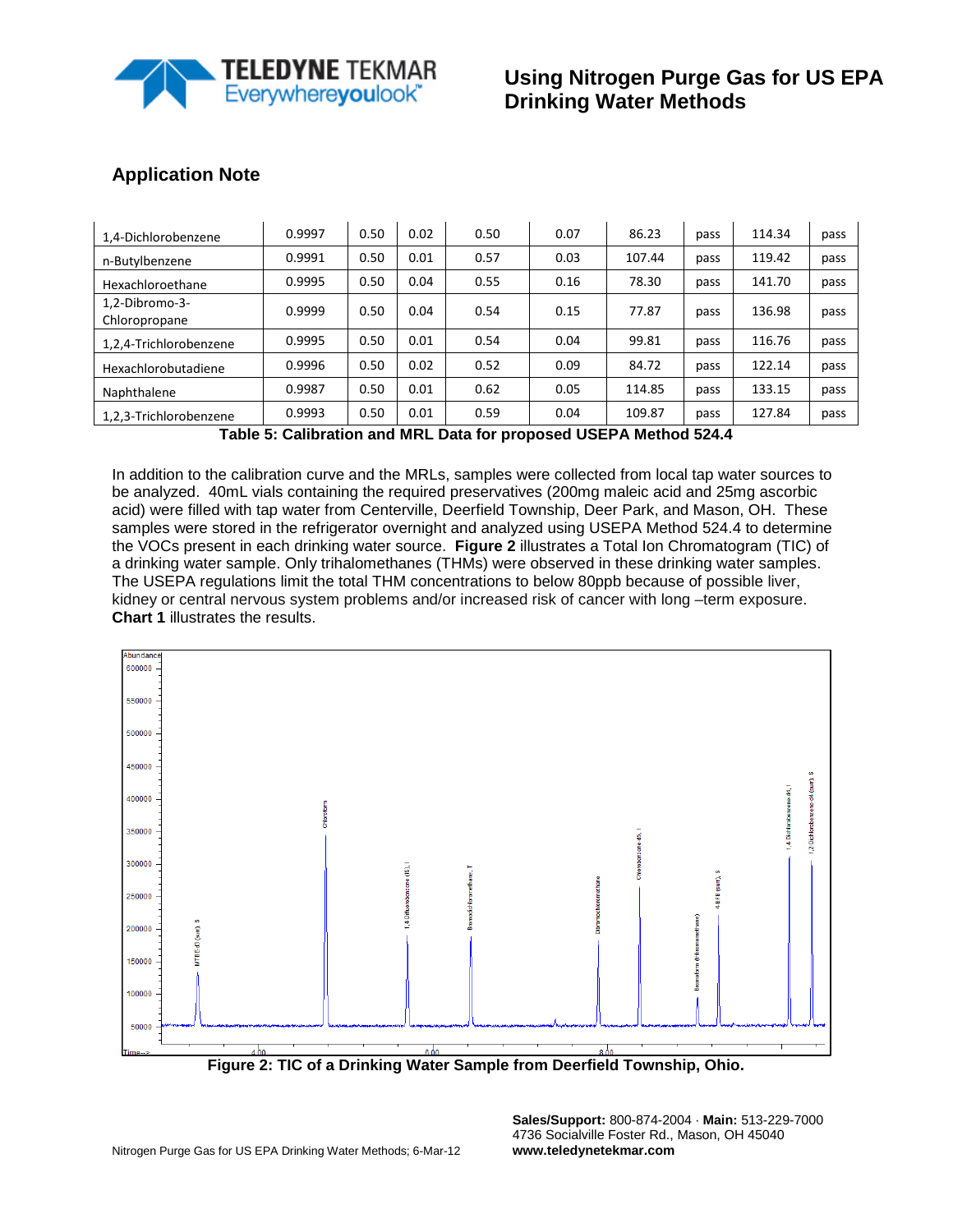| | | | | | | | | | |
|---|---|---|---|---|---|---|---|---|---|
| 1,4-Dichlorobenzene | 0.9997 | 0.50 | 0.02 | 0.50 | 0.07 | 86.23 | pass | 114.34 | pass |
| n-Butylbenzene | 0.9991 | 0.50 | 0.01 | 0.57 | 0.03 | 107.44 | pass | 119.42 | pass |
| Hexachloroethane | 0.9995 | 0.50 | 0.04 | 0.55 | 0.16 | 78.30 | pass | 141.70 | pass |
| 1,2-Dibromo-3-Chloropropane | 0.9999 | 0.50 | 0.04 | 0.54 | 0.15 | 77.87 | pass | 136.98 | pass |
| 1,2,4-Trichlorobenzene | 0.9995 | 0.50 | 0.01 | 0.54 | 0.04 | 99.81 | pass | 116.76 | pass |
| Hexachlorobutadiene | 0.9996 | 0.50 | 0.02 | 0.52 | 0.09 | 84.72 | pass | 122.14 | pass |
| Naphthalene | 0.9987 | 0.50 | 0.01 | 0.62 | 0.05 | 114.85 | pass | 133.15 | pass |
| 1,2,3-Trichlorobenzene | 0.9993 | 0.50 | 0.01 | 0.59 | 0.04 | 109.87 | pass | 127.84 | pass |

**Table 5: Calibration and MRL Data for proposed USEPA Method 524.4**

In addition to the calibration curve and the MRLs, samples were collected from local tap water sources to be analyzed. 40mL vials containing the required preservatives (200mg maleic acid and 25mg ascorbic acid) were filled with tap water from Centerville, Deerfield Township, Deer Park, and Mason, OH. These samples were stored in the refrigerator overnight and analyzed using USEPA Method 524.4 to determine the VOCs present in each drinking water source. **Figure 2** illustrates a Total Ion Chromatogram (TIC) of a drinking water sample. Only trihalomethanes (THMs) were observed in these drinking water samples. The USEPA regulations limit the total THM concentrations to below 80ppb because of possible liver, kidney or central nervous system problems and/or increased risk of cancer with long –term exposure. **Chart 1** illustrates the results.

**Figure 2: TIC of a Drinking Water Sample from Deerfield Township, Ohio.**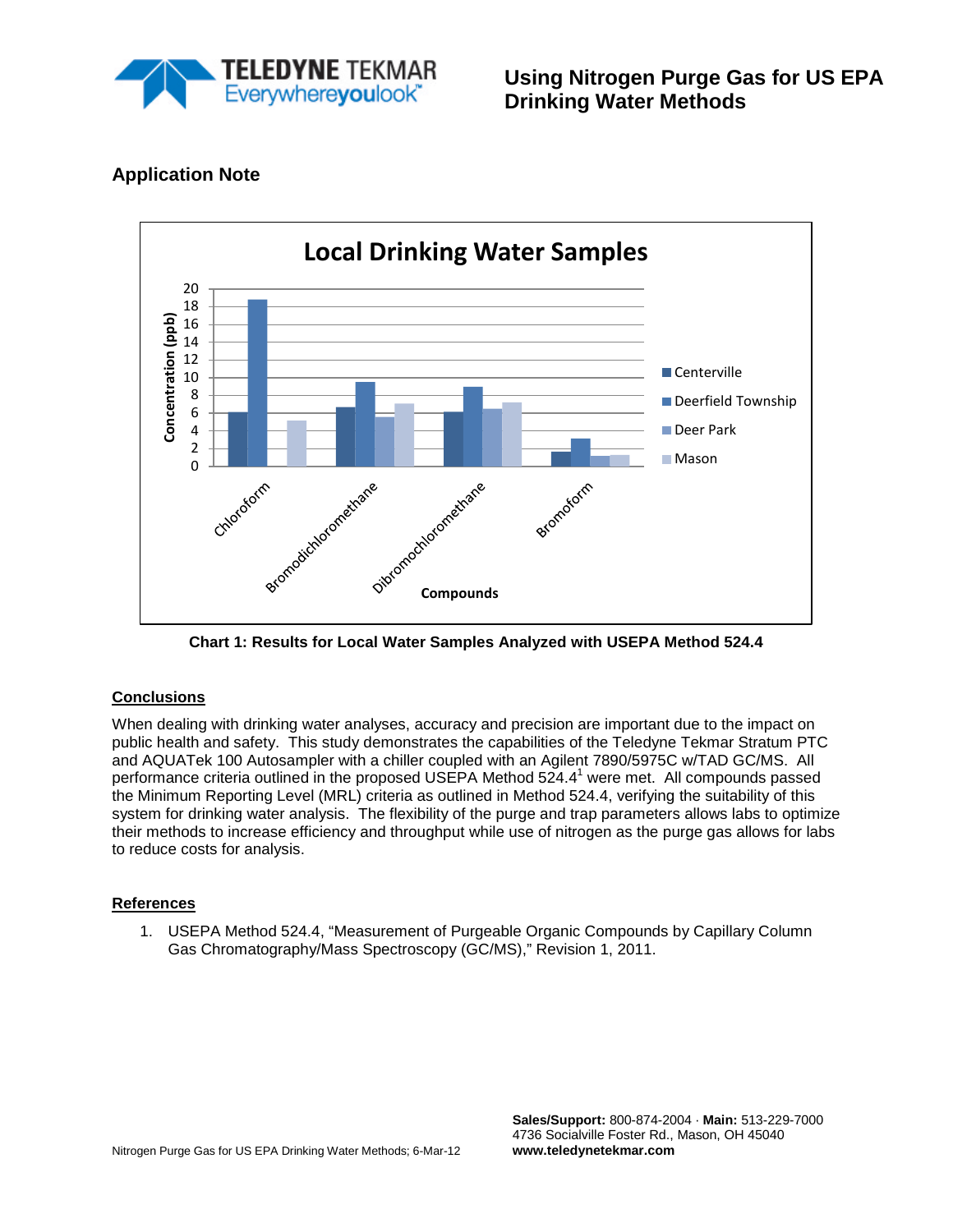## Application Note

Local Drinking Water Samples

Concentration (ppb)

20
18
16
14
12
10
8
6
4
2
0

Chloroform
Bromodichloromethane
Dibromochloromethane
Bromoform

Compounds

Centerville
Deerfield Township
Deer Park
Mason

**Chart 1: Results for Local Water Samples Analyzed with USEPA Method 524.4**

### Conclusions

When dealing with drinking water analyses, accuracy and precision are important due to the impact on public health and safety. This study demonstrates the capabilities of the Teledyne Tekmar Stratum PTC and AQUATek 100 Autosampler with a chiller coupled with an Agilent 7890/5975C w/TAD GC/MS. All performance criteria outlined in the proposed USEPA Method 524.4[1] were met. All compounds passed the Minimum Reporting Level (MRL) criteria as outlined in Method 524.4, verifying the suitability of this system for drinking water analysis. The flexibility of the purge and trap parameters allows labs to optimize their methods to increase efficiency and throughput while use of nitrogen as the purge gas allows for labs to reduce costs for analysis.

### References

1. USEPA Method 524.4, "Measurement of Purgeable Organic Compounds by Capillary Column Gas Chromatography/Mass Spectroscopy (GC/MS)," Revision 1, 2011.